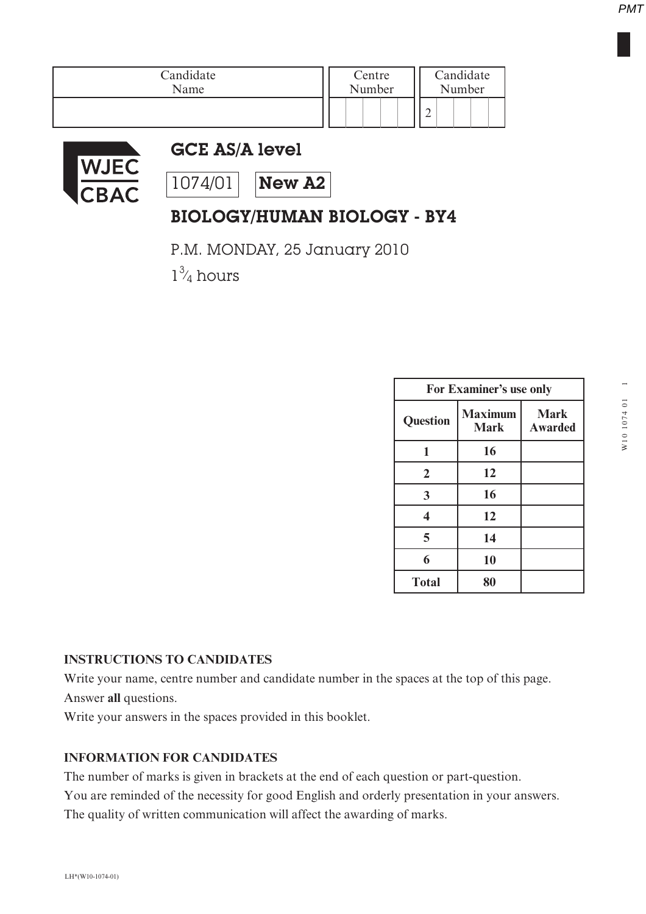| Candidate Name | Centre Number | Candidate Number |
|---|---|---|
| | | 2 |

# GCE AS/A level

1074/01 **New A2**

## BIOLOGY/HUMAN BIOLOGY - BY4

P.M. MONDAY, 25 January 2010

$1\frac{3}{4}$ hours

| For Examiner's use only | | |
|---|---|---|
| **Question** | **Maximum Mark** | **Mark Awarded** |
| **1** | **16** | |
| **2** | **12** | |
| **3** | **16** | |
| **4** | **12** | |
| **5** | **14** | |
| **6** | **10** | |
| **Total** | **80** | |

**INSTRUCTIONS TO CANDIDATES**

Write your name, centre number and candidate number in the spaces at the top of this page.

Answer **all** questions.

Write your answers in the spaces provided in this booklet.

**INFORMATION FOR CANDIDATES**

The number of marks is given in brackets at the end of each question or part-question.

You are reminded of the necessity for good English and orderly presentation in your answers.

The quality of written communication will affect the awarding of marks.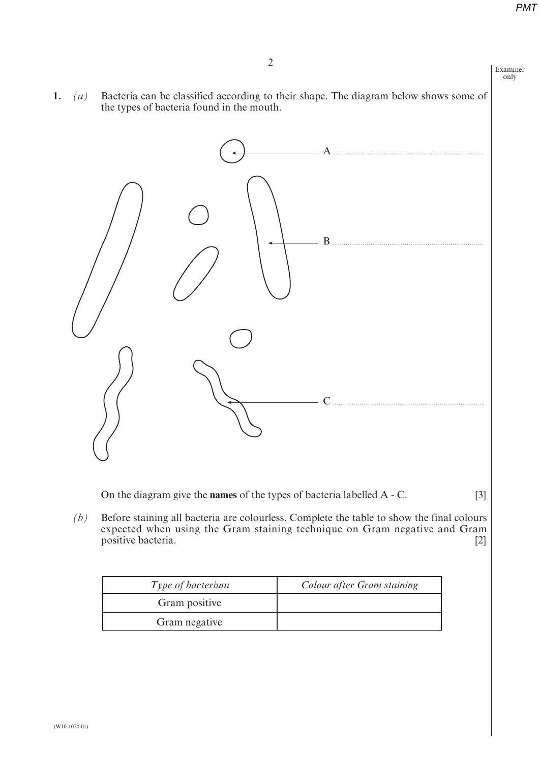**1.** *(a)* Bacteria can be classified according to their shape. The diagram below shows some of the types of bacteria found in the mouth.

A ..............................................................................

B ..............................................................................

C ..............................................................................

On the diagram give the **names** of the types of bacteria labelled A - C. [3]

*(b)* Before staining all bacteria are colourless. Complete the table to show the final colours expected when using the Gram staining technique on Gram negative and Gram positive bacteria. [2]

| *Type of bacterium* | *Colour after Gram staining* |
| --- | --- |
| Gram positive | |
| Gram negative | |

(W10-1074-01)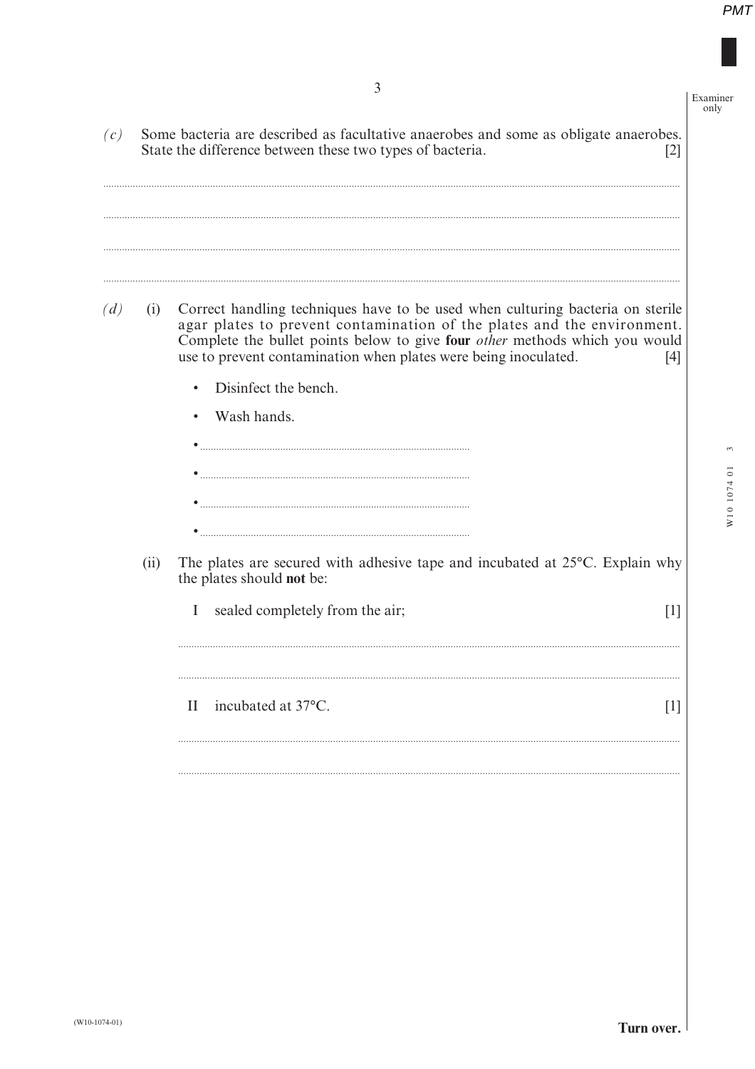*(c)* Some bacteria are described as facultative anaerobes and some as obligate anaerobes. State the difference between these two types of bacteria. [2]

.....................................................................................................................................................................

.....................................................................................................................................................................

.....................................................................................................................................................................

.....................................................................................................................................................................

*(d)* (i) Correct handling techniques have to be used when culturing bacteria on sterile agar plates to prevent contamination of the plates and the environment. Complete the bullet points below to give **four** *other* methods which you would use to prevent contamination when plates were being inoculated. [4]

- Disinfect the bench.
- Wash hands.
- ..........................................................................................
- ..........................................................................................
- ..........................................................................................
- ..........................................................................................

(ii) The plates are secured with adhesive tape and incubated at 25°C. Explain why the plates should **not** be:

I sealed completely from the air; [1]

.....................................................................................................................................................................

.....................................................................................................................................................................

II incubated at 37°C. [1]

.....................................................................................................................................................................

.....................................................................................................................................................................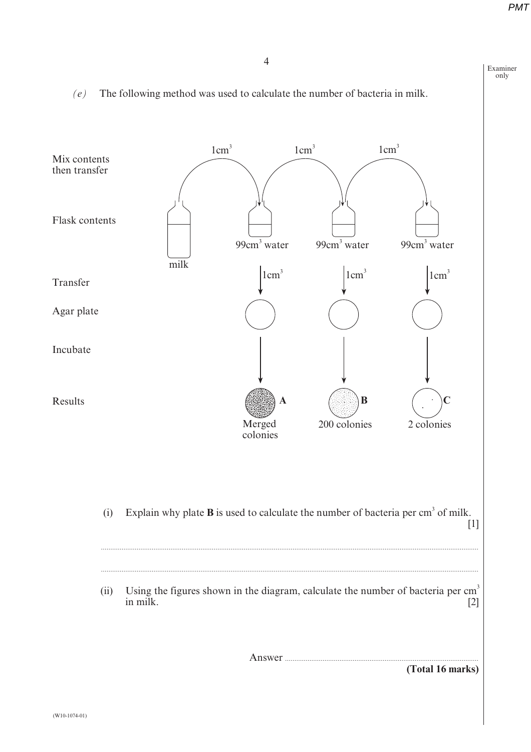*(e)* The following method was used to calculate the number of bacteria in milk.

Mix contents then transfer: $1cm^3$ milk → flask 1 ($99cm^3$ water); $1cm^3$ → flask 2 ($99cm^3$ water); $1cm^3$ → flask 3 ($99cm^3$ water)

Flask contents: milk, $99cm^3$ water, $99cm^3$ water, $99cm^3$ water

Transfer: $1cm^3$ from each water flask

Agar plate

Incubate

Results: **A** Merged colonies; **B** 200 colonies; **C** 2 colonies

(i) Explain why plate **B** is used to calculate the number of bacteria per $cm^3$ of milk. [1]

.....................................................................................................................

.....................................................................................................................

(ii) Using the figures shown in the diagram, calculate the number of bacteria per $cm^3$ in milk. [2]

Answer .....................................................

**(Total 16 marks)**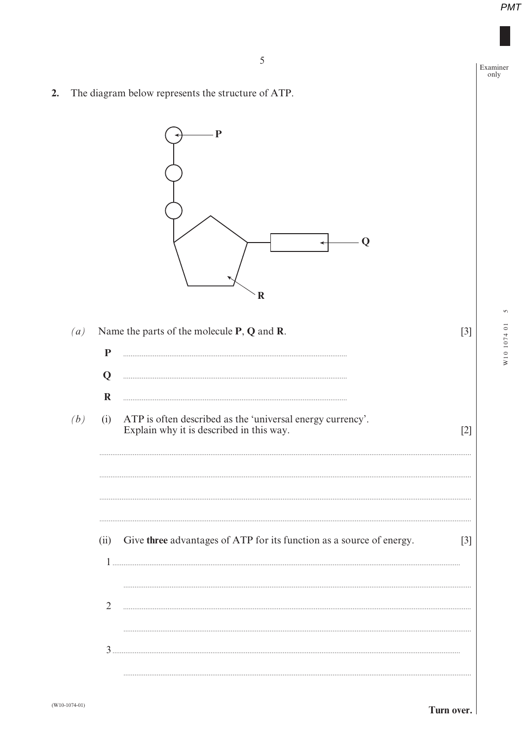**2.** The diagram below represents the structure of ATP.

P

Q

R

*(a)* Name the parts of the molecule **P**, **Q** and **R**. [3]

**P** ..........................................................................................................

**Q** ..........................................................................................................

**R** ..........................................................................................................

*(b)* (i) ATP is often described as the 'universal energy currency'. Explain why it is described in this way. [2]

..........................................................................................................

..........................................................................................................

..........................................................................................................

..........................................................................................................

(ii) Give **three** advantages of ATP for its function as a source of energy. [3]

1 ..........................................................................................................

..........................................................................................................

2 ..........................................................................................................

..........................................................................................................

3 ..........................................................................................................

..........................................................................................................

**Turn over.**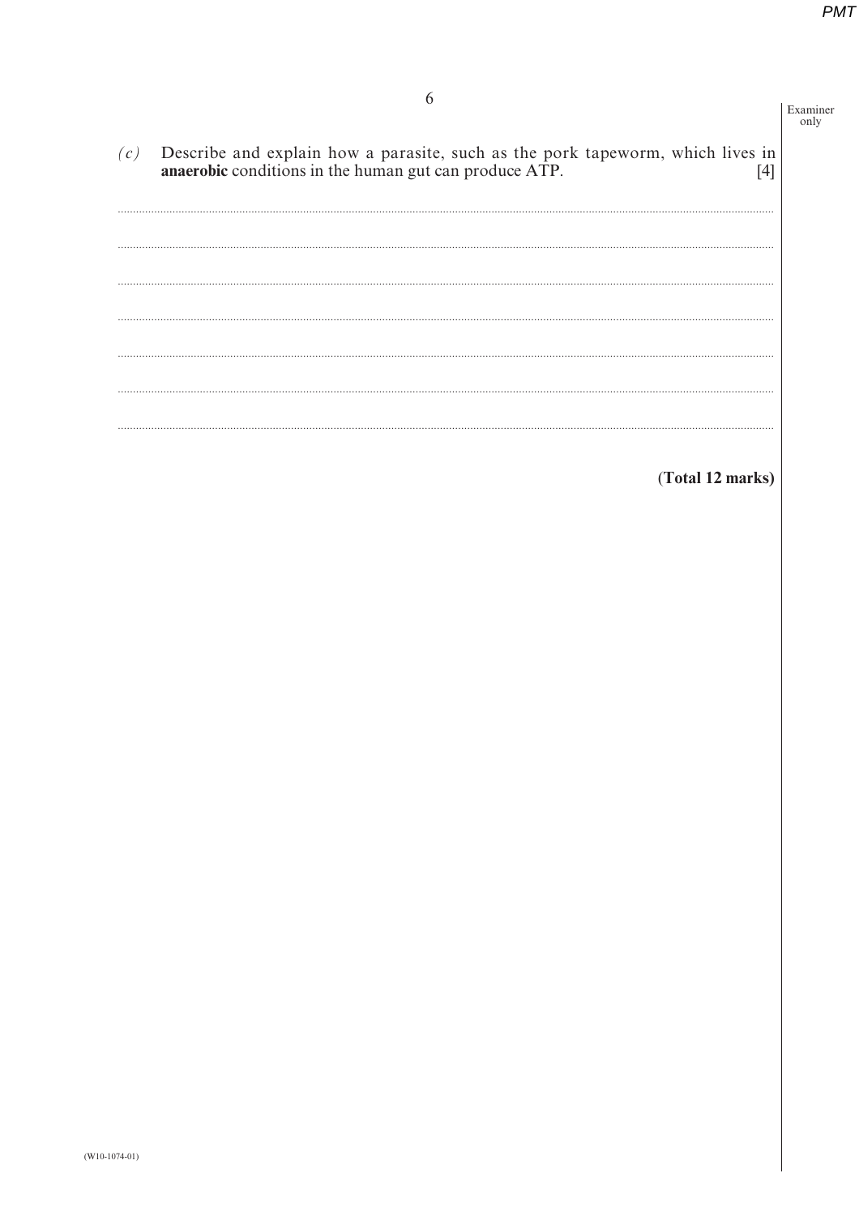(c) Describe and explain how a parasite, such as the pork tapeworm, which lives in **anaerobic** conditions in the human gut can produce ATP. [4]

..................................................................................................................................................

..................................................................................................................................................

..................................................................................................................................................

..................................................................................................................................................

..................................................................................................................................................

..................................................................................................................................................

..................................................................................................................................................

**(Total 12 marks)**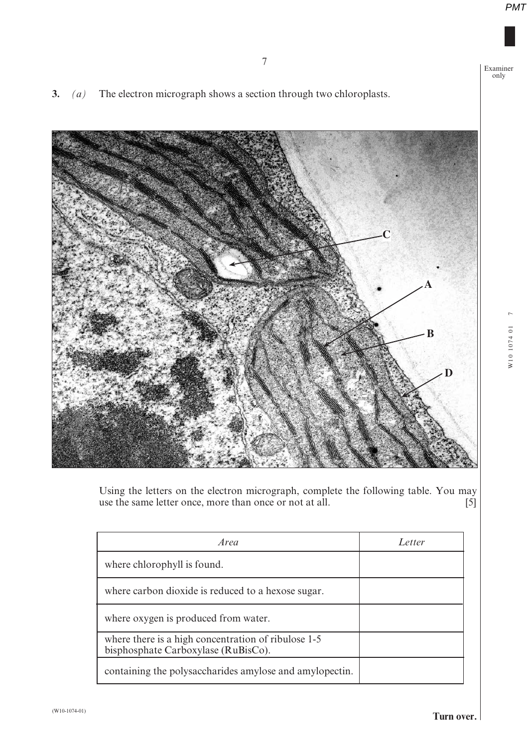3. *(a)* The electron micrograph shows a section through two chloroplasts.

Using the letters on the electron micrograph, complete the following table. You may use the same letter once, more than once or not at all. [5]

| *Area* | *Letter* |
| --- | --- |
| where chlorophyll is found. | |
| where carbon dioxide is reduced to a hexose sugar. | |
| where oxygen is produced from water. | |
| where there is a high concentration of ribulose 1-5 bisphosphate Carboxylase (RuBisCo). | |
| containing the polysaccharides amylose and amylopectin. | |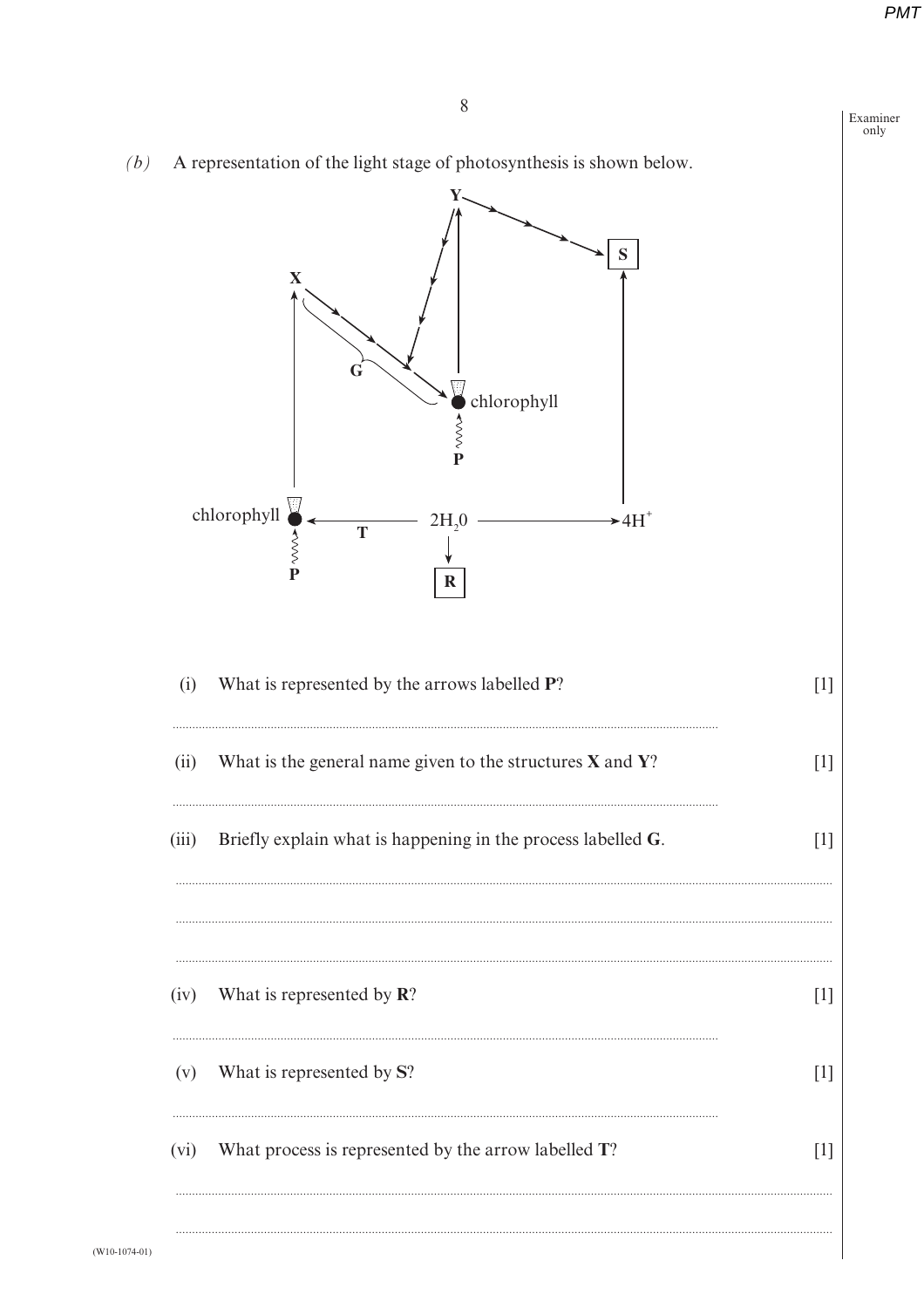*(b)* A representation of the light stage of photosynthesis is shown below.

(i) What is represented by the arrows labelled **P**? [1]

..............................................................................................................................................

(ii) What is the general name given to the structures **X** and **Y**? [1]

..............................................................................................................................................

(iii) Briefly explain what is happening in the process labelled **G**. [1]

..............................................................................................................................................

..............................................................................................................................................

..............................................................................................................................................

(iv) What is represented by **R**? [1]

..............................................................................................................................................

(v) What is represented by **S**? [1]

..............................................................................................................................................

(vi) What process is represented by the arrow labelled **T**? [1]

..............................................................................................................................................

..............................................................................................................................................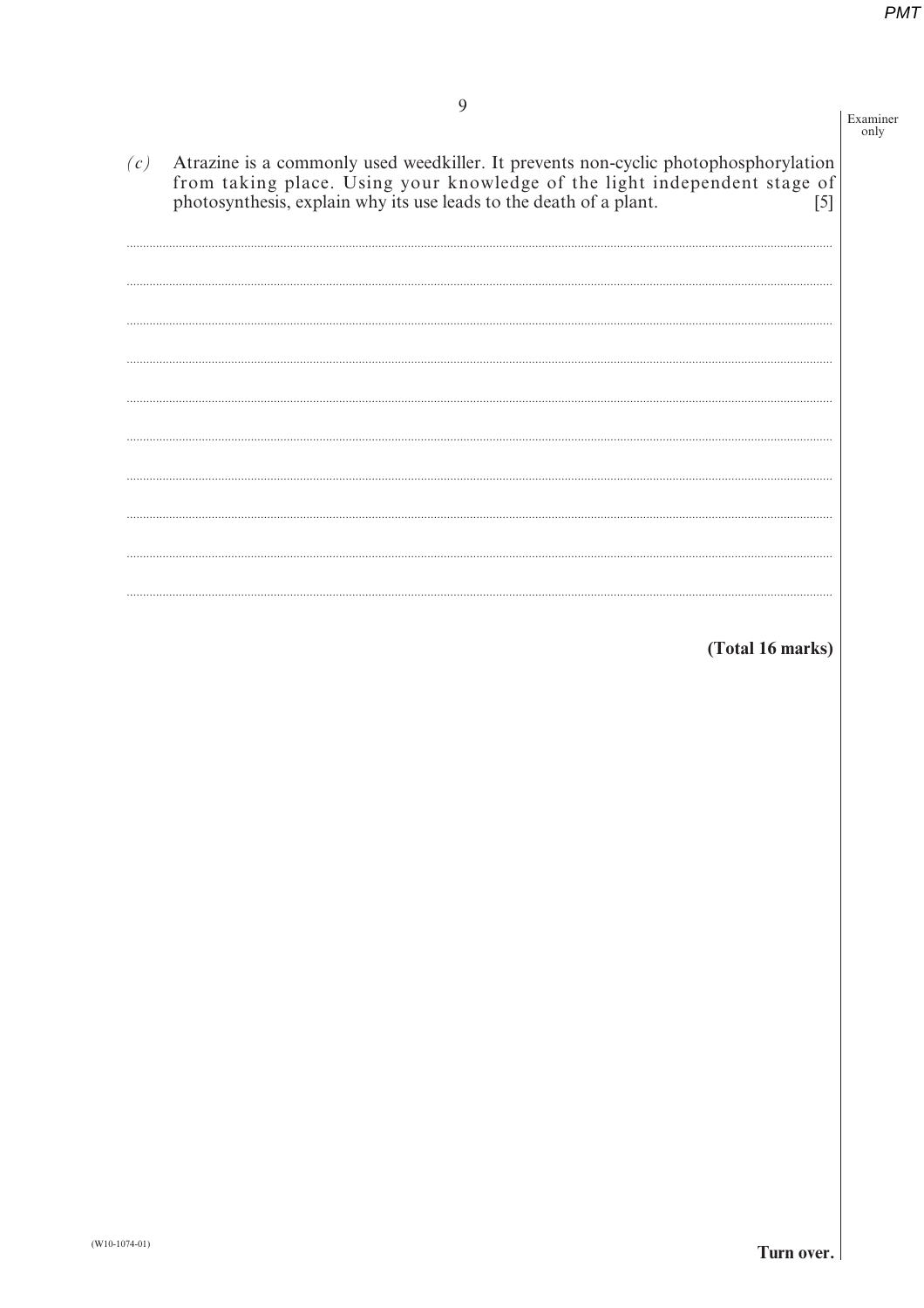*(c)* Atrazine is a commonly used weedkiller. It prevents non-cyclic photophosphorylation from taking place. Using your knowledge of the light independent stage of photosynthesis, explain why its use leads to the death of a plant. [5]

..............................................................................................................................................................................................

..............................................................................................................................................................................................

..............................................................................................................................................................................................

..............................................................................................................................................................................................

..............................................................................................................................................................................................

..............................................................................................................................................................................................

..............................................................................................................................................................................................

..............................................................................................................................................................................................

..............................................................................................................................................................................................

..............................................................................................................................................................................................

**(Total 16 marks)**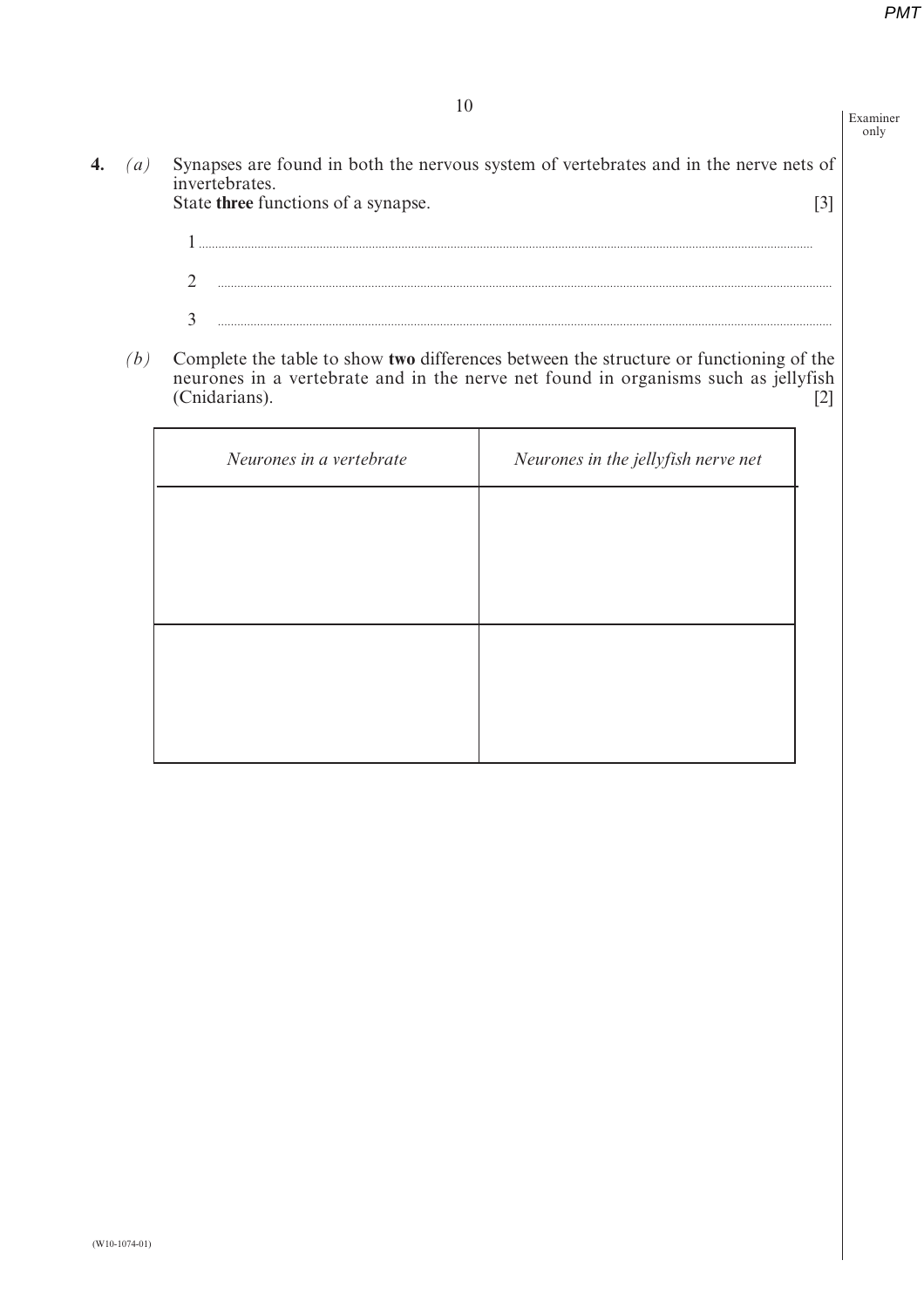**4.** *(a)* Synapses are found in both the nervous system of vertebrates and in the nerve nets of invertebrates.
State **three** functions of a synapse. [3]

1 ..............................................................................................................................................

2 ..............................................................................................................................................

3 ..............................................................................................................................................

*(b)* Complete the table to show **two** differences between the structure or functioning of the neurones in a vertebrate and in the nerve net found in organisms such as jellyfish (Cnidarians). [2]

| *Neurones in a vertebrate* | *Neurones in the jellyfish nerve net* |
| --- | --- |
| | |
| | |

(W10-1074-01)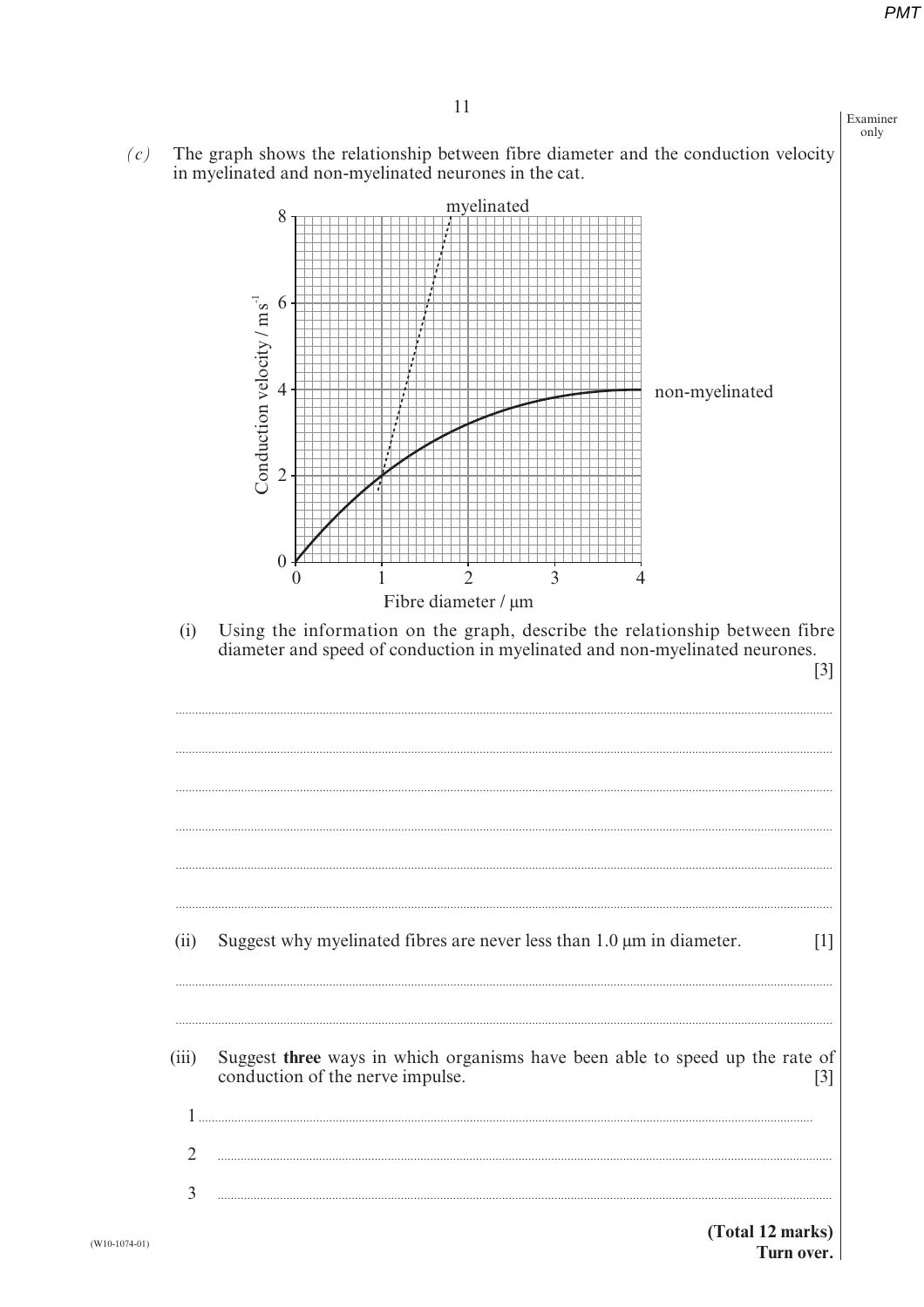*(c)* The graph shows the relationship between fibre diameter and the conduction velocity in myelinated and non-myelinated neurones in the cat.

(i) Using the information on the graph, describe the relationship between fibre diameter and speed of conduction in myelinated and non-myelinated neurones. [3]

..................................................................................................................................................

..................................................................................................................................................

..................................................................................................................................................

..................................................................................................................................................

..................................................................................................................................................

..................................................................................................................................................

(ii) Suggest why myelinated fibres are never less than 1.0 μm in diameter. [1]

..................................................................................................................................................

..................................................................................................................................................

(iii) Suggest **three** ways in which organisms have been able to speed up the rate of conduction of the nerve impulse. [3]

1 ..................................................................................................................................................

2 ..................................................................................................................................................

3 ..................................................................................................................................................

**(Total 12 marks)**

**Turn over.**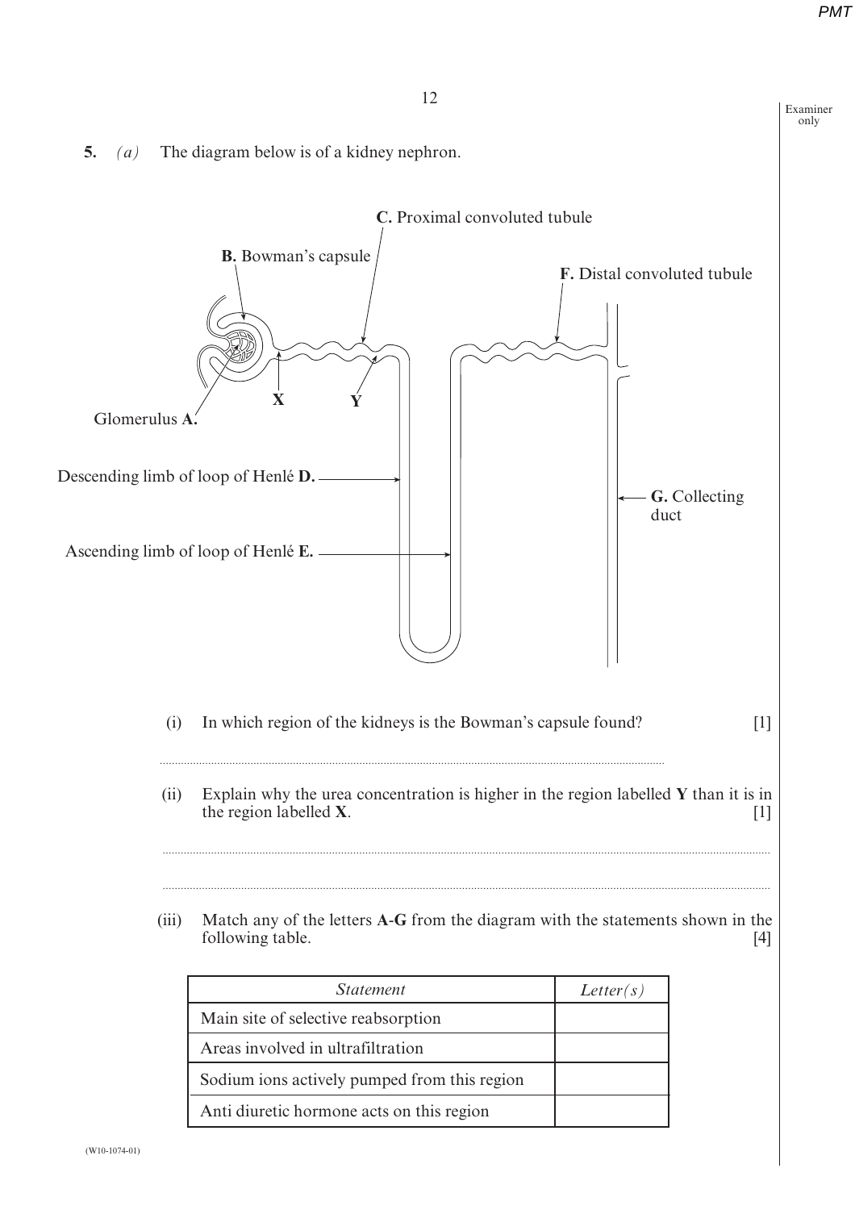**5.** *(a)* The diagram below is of a kidney nephron.

C. Proximal convoluted tubule

B. Bowman's capsule

F. Distal convoluted tubule

Glomerulus A.

X

Y

Descending limb of loop of Henlé D.

G. Collecting duct

Ascending limb of loop of Henlé E.

(i) In which region of the kidneys is the Bowman's capsule found? [1]

..............................................................................................................................

(ii) Explain why the urea concentration is higher in the region labelled **Y** than it is in the region labelled **X**. [1]

..............................................................................................................................

..............................................................................................................................

(iii) Match any of the letters **A**-**G** from the diagram with the statements shown in the following table. [4]

| *Statement* | *Letter(s)* |
|---|---|
| Main site of selective reabsorption | |
| Areas involved in ultrafiltration | |
| Sodium ions actively pumped from this region | |
| Anti diuretic hormone acts on this region | |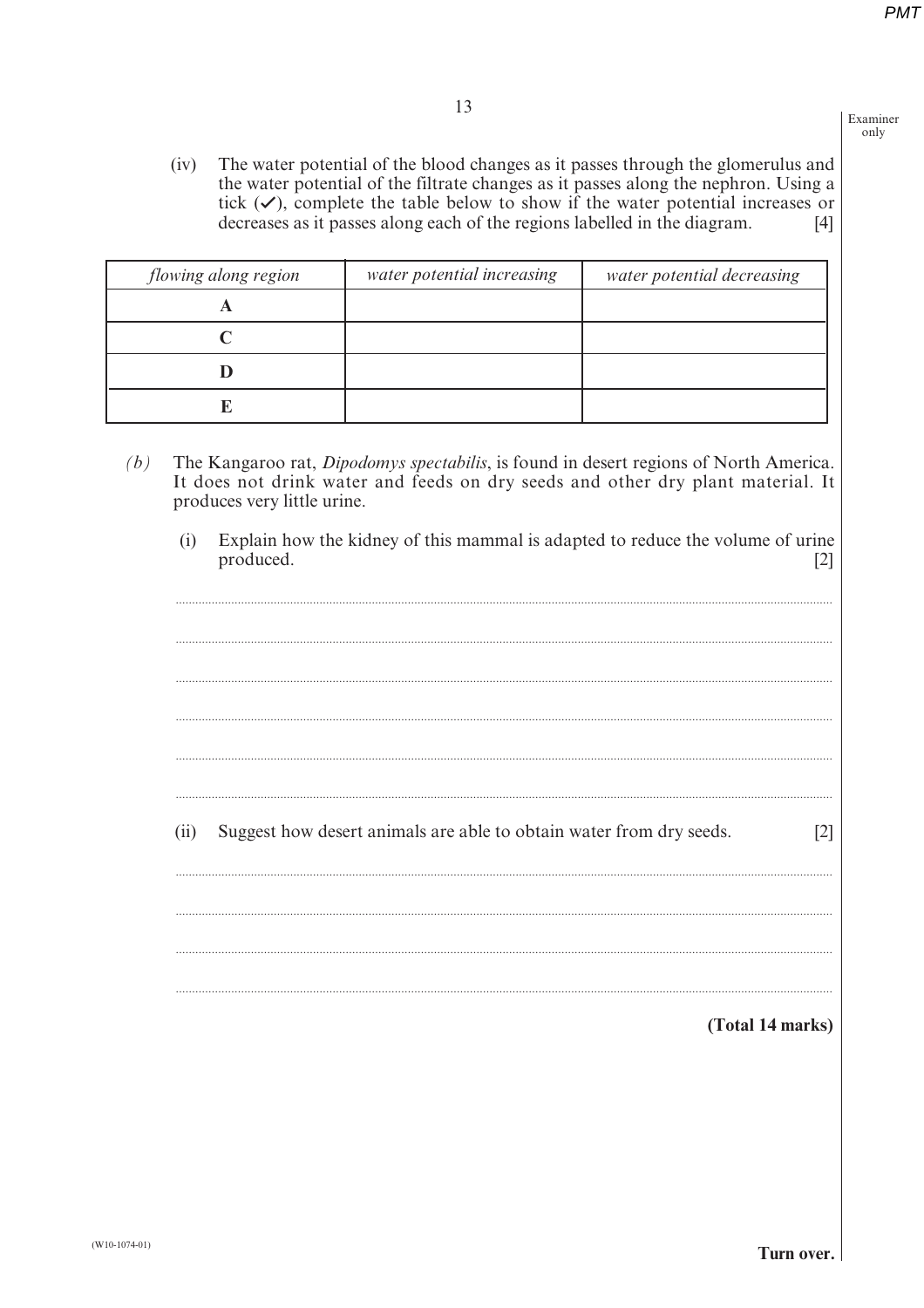(iv) The water potential of the blood changes as it passes through the glomerulus and the water potential of the filtrate changes as it passes along the nephron. Using a tick (✓), complete the table below to show if the water potential increases or decreases as it passes along each of the regions labelled in the diagram. [4]

| *flowing along region* | *water potential increasing* | *water potential decreasing* |
|---|---|---|
| **A** | | |
| **C** | | |
| **D** | | |
| **E** | | |

*(b)* The Kangaroo rat, *Dipodomys spectabilis*, is found in desert regions of North America. It does not drink water and feeds on dry seeds and other dry plant material. It produces very little urine.

(i) Explain how the kidney of this mammal is adapted to reduce the volume of urine produced. [2]

..................................................................................................................................................................

..................................................................................................................................................................

..................................................................................................................................................................

..................................................................................................................................................................

..................................................................................................................................................................

..................................................................................................................................................................

(ii) Suggest how desert animals are able to obtain water from dry seeds. [2]

..................................................................................................................................................................

..................................................................................................................................................................

..................................................................................................................................................................

..................................................................................................................................................................

**(Total 14 marks)**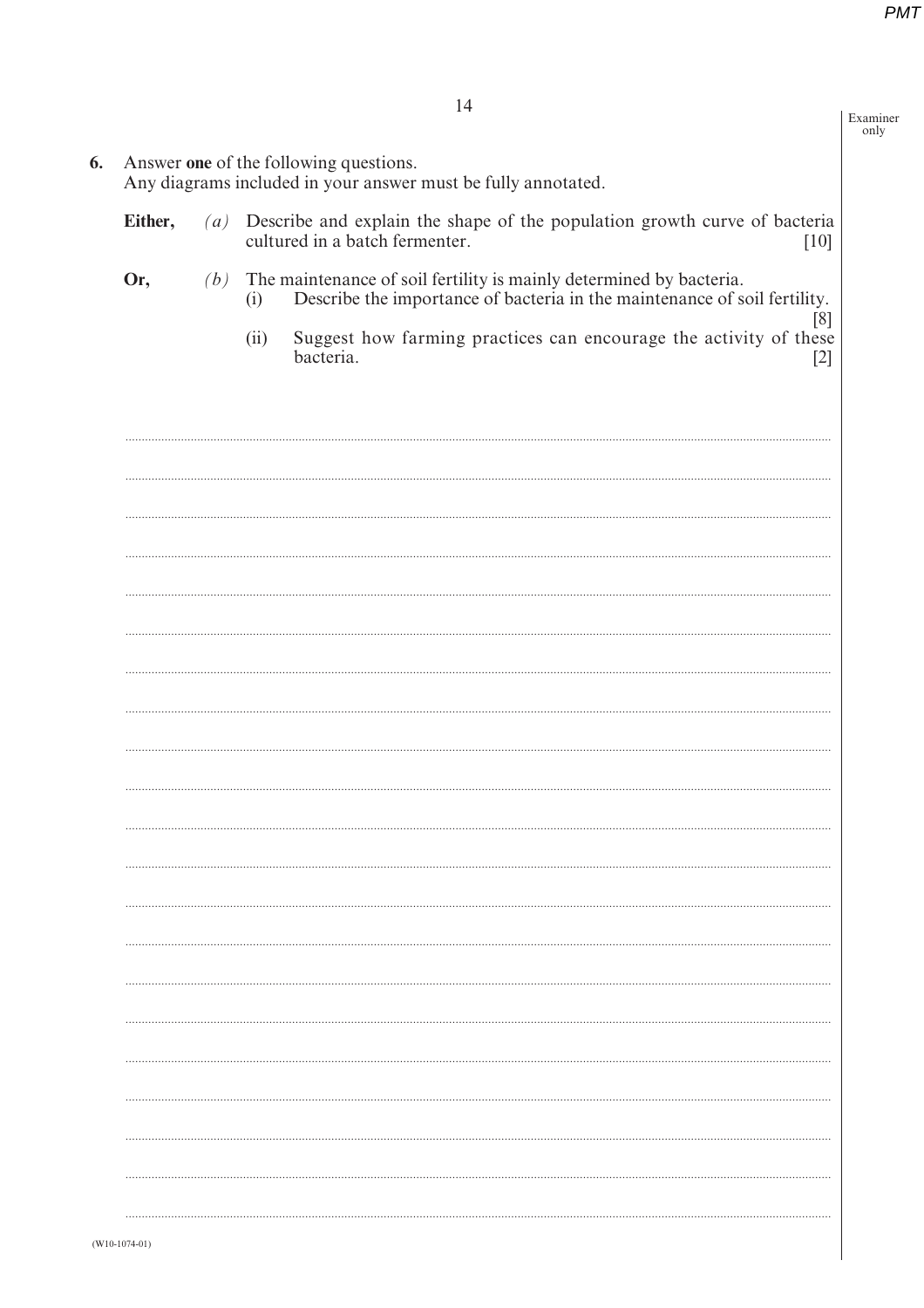**6.** Answer **one** of the following questions.
Any diagrams included in your answer must be fully annotated.

**Either,** *(a)* Describe and explain the shape of the population growth curve of bacteria cultured in a batch fermenter. [10]

**Or,** *(b)* The maintenance of soil fertility is mainly determined by bacteria.

(i) Describe the importance of bacteria in the maintenance of soil fertility. [8]

(ii) Suggest how farming practices can encourage the activity of these bacteria. [2]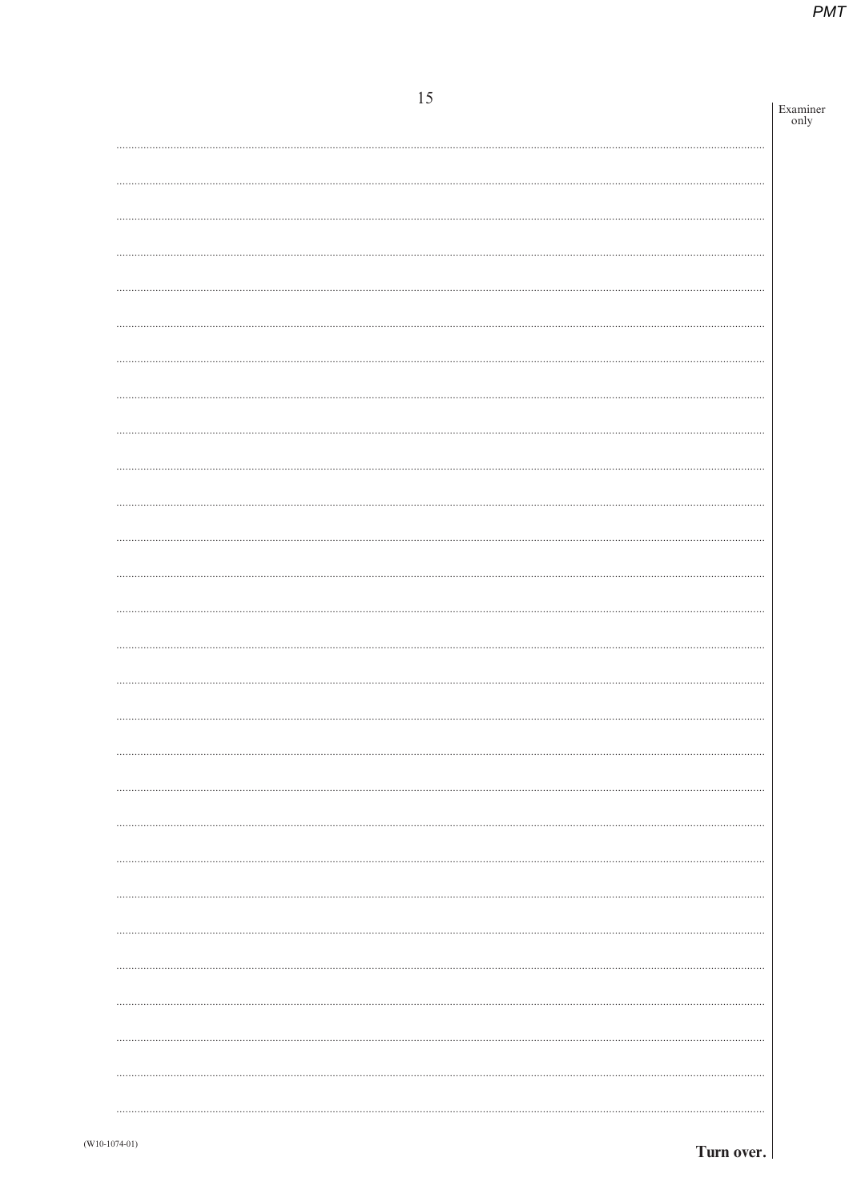Turn over.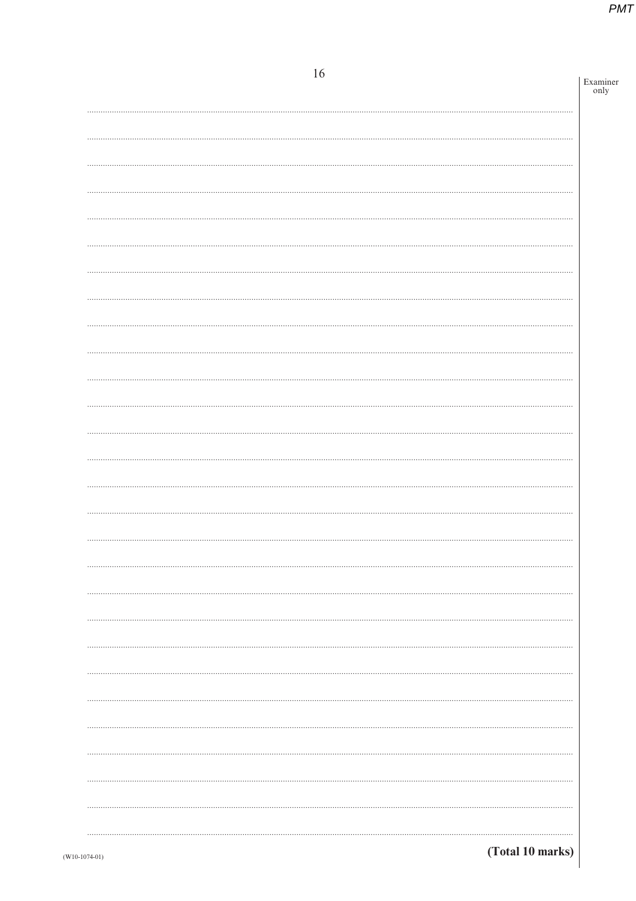**(Total 10 marks)**